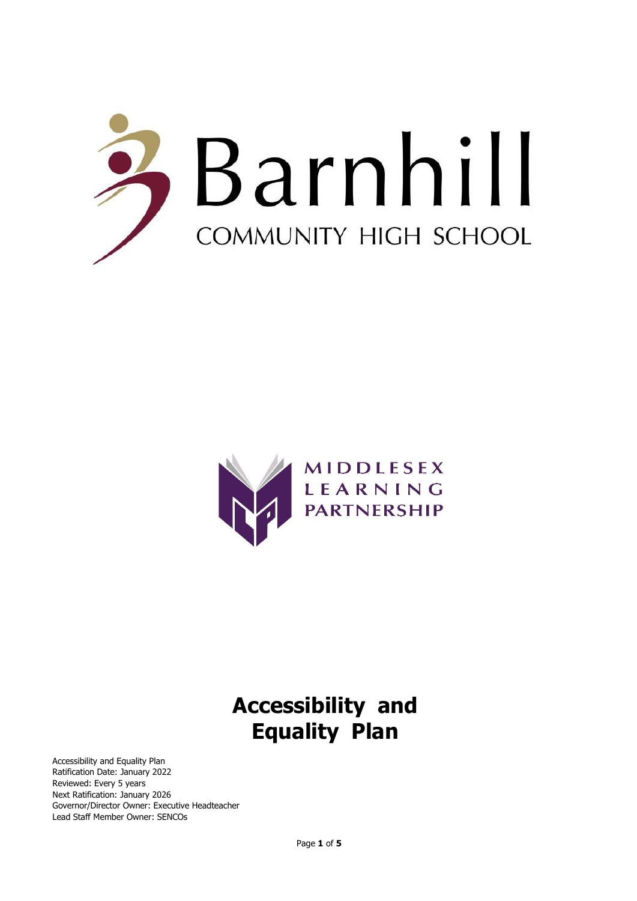Barnhill

COMMUNITY HIGH SCHOOL

MIDDLESEX LEARNING PARTNERSHIP

# Accessibility and Equality Plan

Accessibility and Equality Plan
Ratification Date: January 2022
Reviewed: Every 5 years
Next Ratification: January 2026
Governor/Director Owner: Executive Headteacher
Lead Staff Member Owner: SENCOs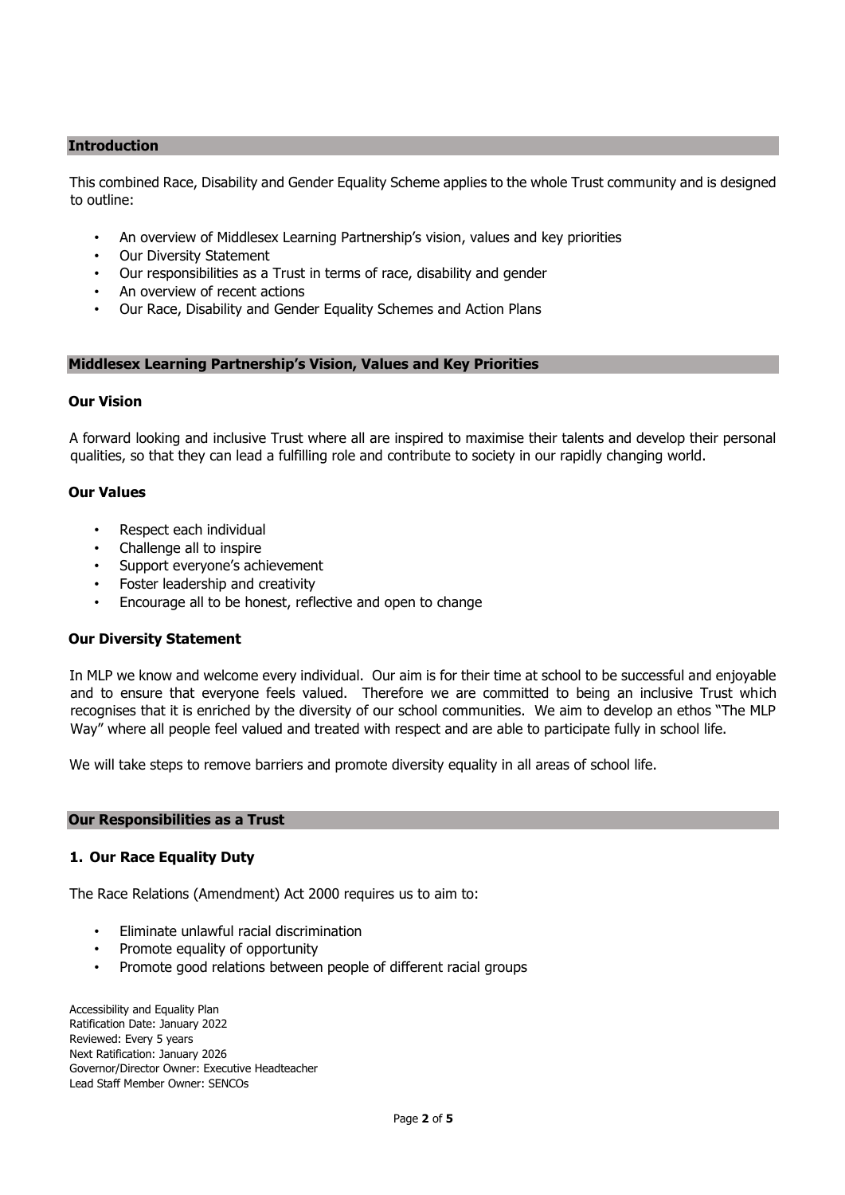## Introduction

This combined Race, Disability and Gender Equality Scheme applies to the whole Trust community and is designed to outline:

- An overview of Middlesex Learning Partnership's vision, values and key priorities
- Our Diversity Statement
- Our responsibilities as a Trust in terms of race, disability and gender
- An overview of recent actions
- Our Race, Disability and Gender Equality Schemes and Action Plans

## Middlesex Learning Partnership's Vision, Values and Key Priorities

### Our Vision

A forward looking and inclusive Trust where all are inspired to maximise their talents and develop their personal qualities, so that they can lead a fulfilling role and contribute to society in our rapidly changing world.

### Our Values

- Respect each individual
- Challenge all to inspire
- Support everyone's achievement
- Foster leadership and creativity
- Encourage all to be honest, reflective and open to change

### Our Diversity Statement

In MLP we know and welcome every individual. Our aim is for their time at school to be successful and enjoyable and to ensure that everyone feels valued. Therefore we are committed to being an inclusive Trust which recognises that it is enriched by the diversity of our school communities. We aim to develop an ethos "The MLP Way" where all people feel valued and treated with respect and are able to participate fully in school life.

We will take steps to remove barriers and promote diversity equality in all areas of school life.

## Our Responsibilities as a Trust

### 1. Our Race Equality Duty

The Race Relations (Amendment) Act 2000 requires us to aim to:

- Eliminate unlawful racial discrimination
- Promote equality of opportunity
- Promote good relations between people of different racial groups

Accessibility and Equality Plan
Ratification Date: January 2022
Reviewed: Every 5 years
Next Ratification: January 2026
Governor/Director Owner: Executive Headteacher
Lead Staff Member Owner: SENCOs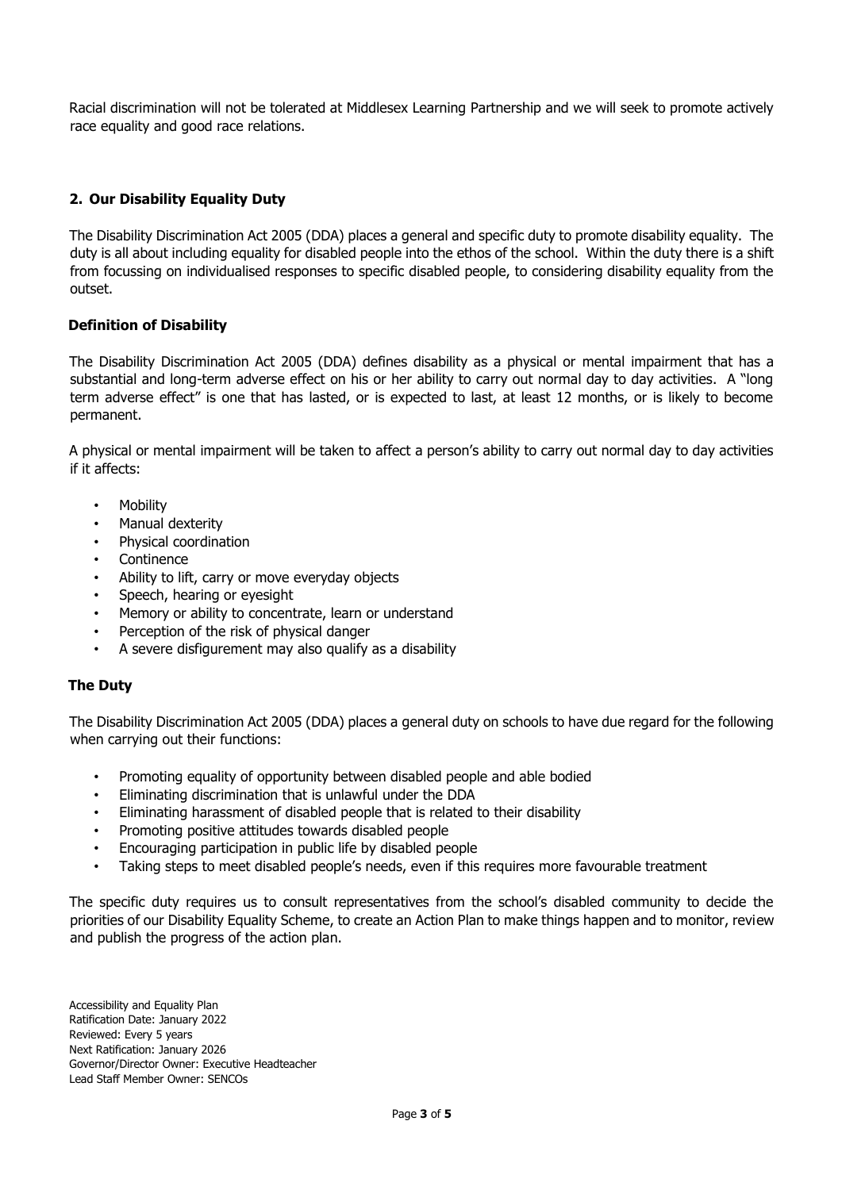Racial discrimination will not be tolerated at Middlesex Learning Partnership and we will seek to promote actively race equality and good race relations.

## 2. Our Disability Equality Duty

The Disability Discrimination Act 2005 (DDA) places a general and specific duty to promote disability equality. The duty is all about including equality for disabled people into the ethos of the school. Within the duty there is a shift from focussing on individualised responses to specific disabled people, to considering disability equality from the outset.

### Definition of Disability

The Disability Discrimination Act 2005 (DDA) defines disability as a physical or mental impairment that has a substantial and long-term adverse effect on his or her ability to carry out normal day to day activities. A "long term adverse effect" is one that has lasted, or is expected to last, at least 12 months, or is likely to become permanent.

A physical or mental impairment will be taken to affect a person's ability to carry out normal day to day activities if it affects:

- Mobility
- Manual dexterity
- Physical coordination
- Continence
- Ability to lift, carry or move everyday objects
- Speech, hearing or eyesight
- Memory or ability to concentrate, learn or understand
- Perception of the risk of physical danger
- A severe disfigurement may also qualify as a disability

### The Duty

The Disability Discrimination Act 2005 (DDA) places a general duty on schools to have due regard for the following when carrying out their functions:

- Promoting equality of opportunity between disabled people and able bodied
- Eliminating discrimination that is unlawful under the DDA
- Eliminating harassment of disabled people that is related to their disability
- Promoting positive attitudes towards disabled people
- Encouraging participation in public life by disabled people
- Taking steps to meet disabled people's needs, even if this requires more favourable treatment

The specific duty requires us to consult representatives from the school's disabled community to decide the priorities of our Disability Equality Scheme, to create an Action Plan to make things happen and to monitor, review and publish the progress of the action plan.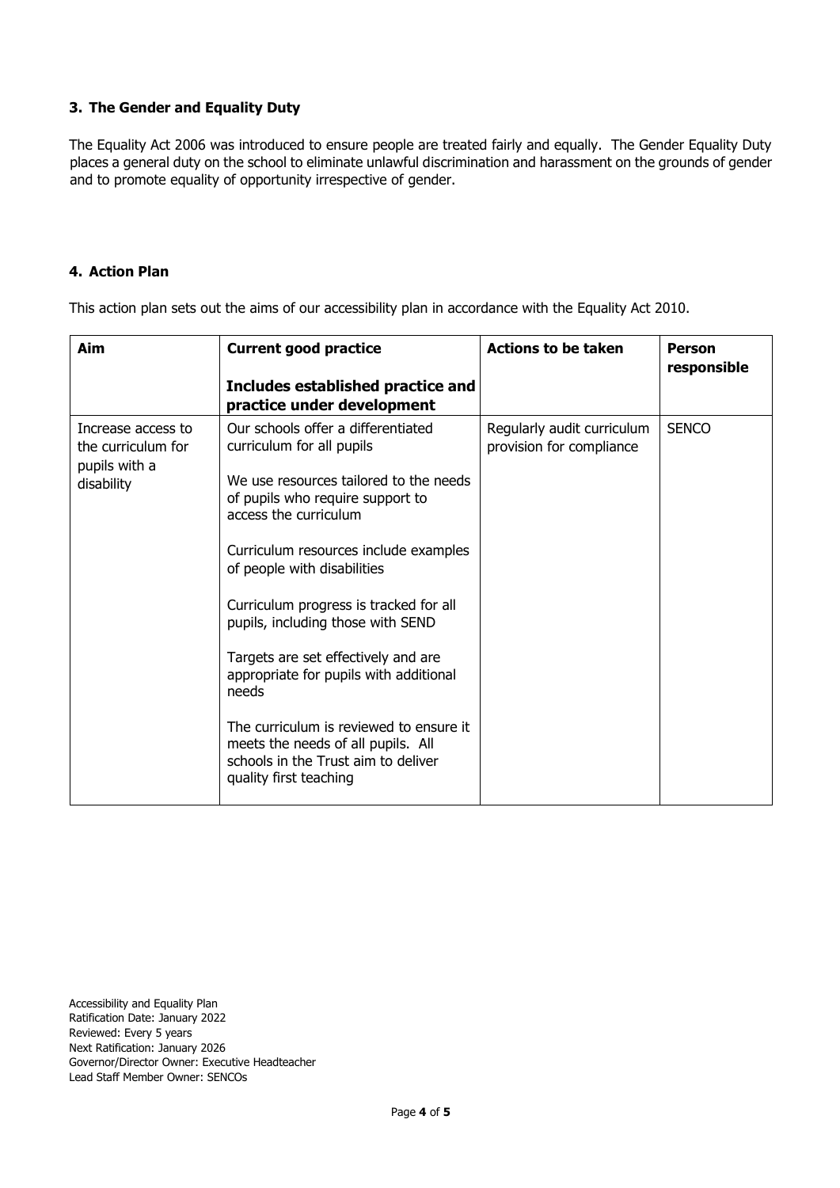### 3. The Gender and Equality Duty

The Equality Act 2006 was introduced to ensure people are treated fairly and equally. The Gender Equality Duty places a general duty on the school to eliminate unlawful discrimination and harassment on the grounds of gender and to promote equality of opportunity irrespective of gender.

### 4. Action Plan

This action plan sets out the aims of our accessibility plan in accordance with the Equality Act 2010.

| **Aim** | **Current good practice**<br><br>**Includes established practice and practice under development** | **Actions to be taken** | **Person responsible** |
|---|---|---|---|
| Increase access to the curriculum for pupils with a disability | Our schools offer a differentiated curriculum for all pupils<br><br>We use resources tailored to the needs of pupils who require support to access the curriculum<br><br>Curriculum resources include examples of people with disabilities<br><br>Curriculum progress is tracked for all pupils, including those with SEND<br><br>Targets are set effectively and are appropriate for pupils with additional needs<br><br>The curriculum is reviewed to ensure it meets the needs of all pupils. All schools in the Trust aim to deliver quality first teaching | Regularly audit curriculum provision for compliance | SENCO |

Accessibility and Equality Plan
Ratification Date: January 2022
Reviewed: Every 5 years
Next Ratification: January 2026
Governor/Director Owner: Executive Headteacher
Lead Staff Member Owner: SENCOs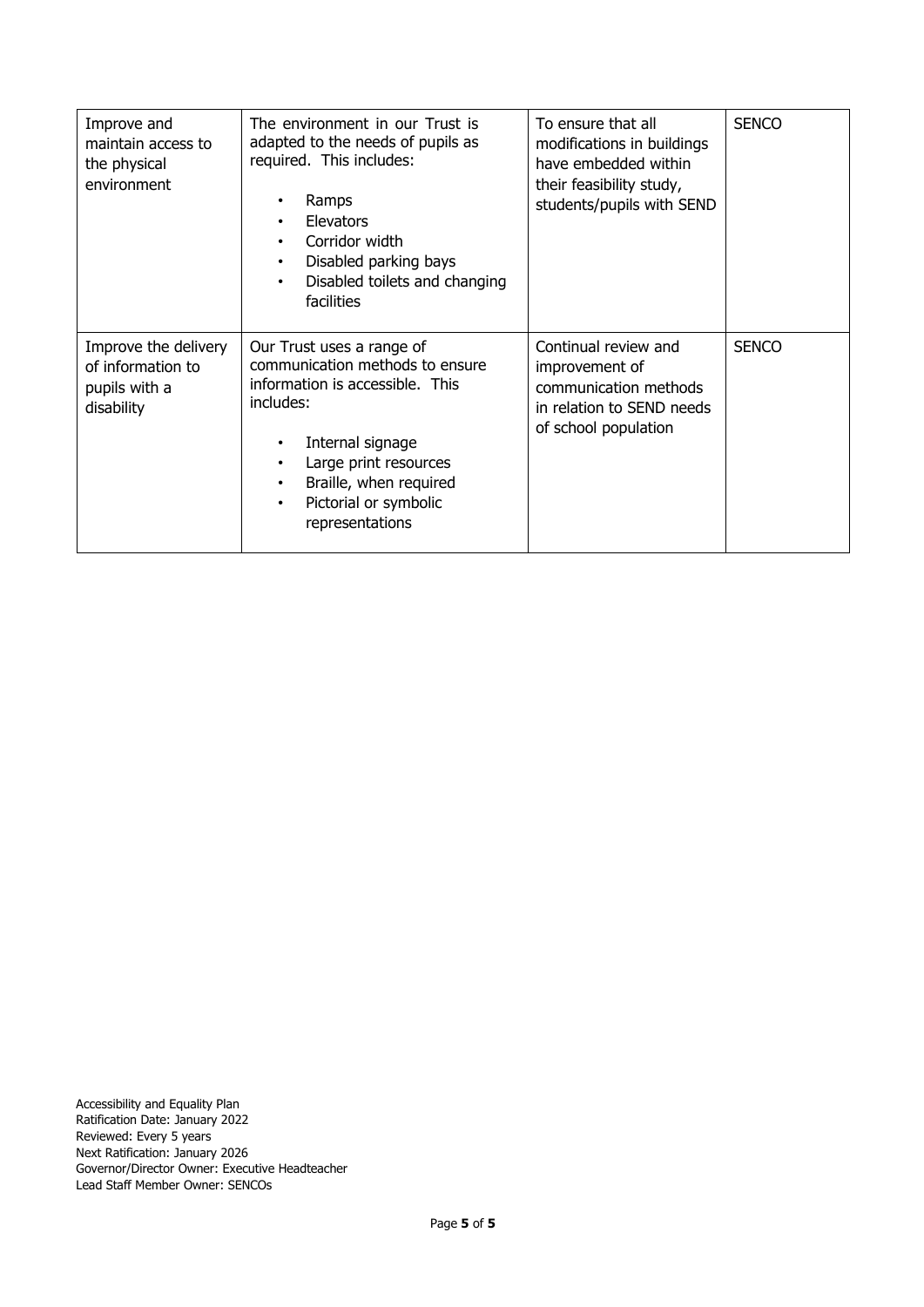| | | | |
|---|---|---|---|
| Improve and maintain access to the physical environment | The environment in our Trust is adapted to the needs of pupils as required. This includes:<br>• Ramps<br>• Elevators<br>• Corridor width<br>• Disabled parking bays<br>• Disabled toilets and changing facilities | To ensure that all modifications in buildings have embedded within their feasibility study, students/pupils with SEND | SENCO |
| Improve the delivery of information to pupils with a disability | Our Trust uses a range of communication methods to ensure information is accessible. This includes:<br>• Internal signage<br>• Large print resources<br>• Braille, when required<br>• Pictorial or symbolic representations | Continual review and improvement of communication methods in relation to SEND needs of school population | SENCO |

Accessibility and Equality Plan
Ratification Date: January 2022
Reviewed: Every 5 years
Next Ratification: January 2026
Governor/Director Owner: Executive Headteacher
Lead Staff Member Owner: SENCOs